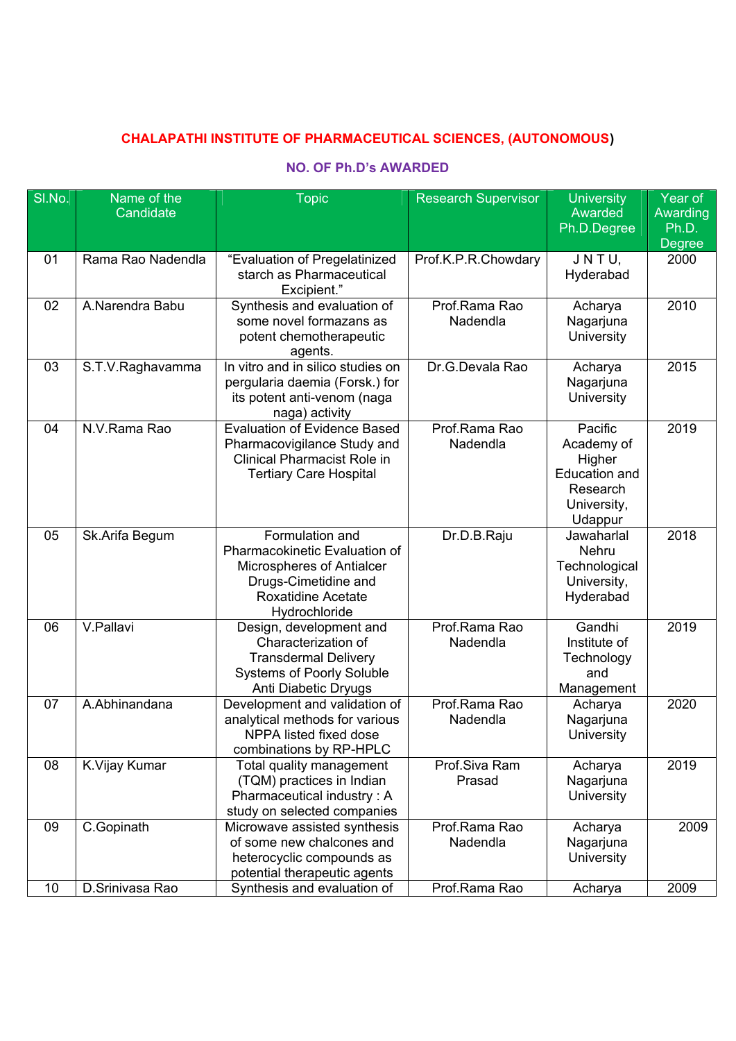**CHALAPATHI INSTITUTE OF PHARMACEUTICAL SCIENCES, (AUTONOMOUS)**

**NO. OF Ph.D's AWARDED**

| Sl.No. | Name of the Candidate | Topic | Research Supervisor | University Awarded Ph.D.Degree | Year of Awarding Ph.D. Degree |
|---|---|---|---|---|---|
| 01 | Rama Rao Nadendla | "Evaluation of Pregelatinized starch as Pharmaceutical Excipient." | Prof.K.P.R.Chowdary | J N T U, Hyderabad | 2000 |
| 02 | A.Narendra Babu | Synthesis and evaluation of some novel formazans as potent chemotherapeutic agents. | Prof.Rama Rao Nadendla | Acharya Nagarjuna University | 2010 |
| 03 | S.T.V.Raghavamma | In vitro and in silico studies on pergularia daemia (Forsk.) for its potent anti-venom (naga naga) activity | Dr.G.Devala Rao | Acharya Nagarjuna University | 2015 |
| 04 | N.V.Rama Rao | Evaluation of Evidence Based Pharmacovigilance Study and Clinical Pharmacist Role in Tertiary Care Hospital | Prof.Rama Rao Nadendla | Pacific Academy of Higher Education and Research University, Udappur | 2019 |
| 05 | Sk.Arifa Begum | Formulation and Pharmacokinetic Evaluation of Microspheres of Antialcer Drugs-Cimetidine and Roxatidine Acetate Hydrochloride | Dr.D.B.Raju | Jawaharlal Nehru Technological University, Hyderabad | 2018 |
| 06 | V.Pallavi | Design, development and Characterization of Transdermal Delivery Systems of Poorly Soluble Anti Diabetic Dryugs | Prof.Rama Rao Nadendla | Gandhi Institute of Technology and Management | 2019 |
| 07 | A.Abhinandana | Development and validation of analytical methods for various NPPA listed fixed dose combinations by RP-HPLC | Prof.Rama Rao Nadendla | Acharya Nagarjuna University | 2020 |
| 08 | K.Vijay Kumar | Total quality management (TQM) practices in Indian Pharmaceutical industry : A study on selected companies | Prof.Siva Ram Prasad | Acharya Nagarjuna University | 2019 |
| 09 | C.Gopinath | Microwave assisted synthesis of some new chalcones and heterocyclic compounds as potential therapeutic agents | Prof.Rama Rao Nadendla | Acharya Nagarjuna University | 2009 |
| 10 | D.Srinivasa Rao | Synthesis and evaluation of | Prof.Rama Rao | Acharya | 2009 |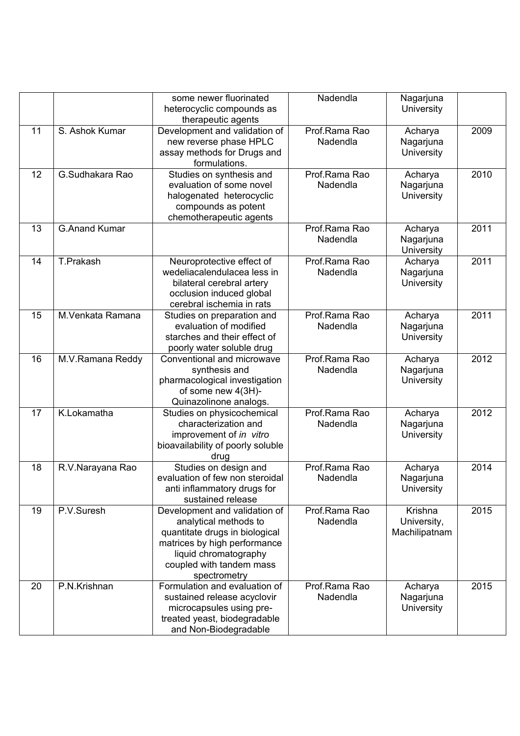|  |  | some newer fluorinated heterocyclic compounds as therapeutic agents | Nadendla | Nagarjuna University |  |
|---|---|---|---|---|---|
| 11 | S. Ashok Kumar | Development and validation of new reverse phase HPLC assay methods for Drugs and formulations. | Prof.Rama Rao Nadendla | Acharya Nagarjuna University | 2009 |
| 12 | G.Sudhakara Rao | Studies on synthesis and evaluation of some novel halogenated heterocyclic compounds as potent chemotherapeutic agents | Prof.Rama Rao Nadendla | Acharya Nagarjuna University | 2010 |
| 13 | G.Anand Kumar |  | Prof.Rama Rao Nadendla | Acharya Nagarjuna University | 2011 |
| 14 | T.Prakash | Neuroprotective effect of wedeliacalendulacea less in bilateral cerebral artery occlusion induced global cerebral ischemia in rats | Prof.Rama Rao Nadendla | Acharya Nagarjuna University | 2011 |
| 15 | M.Venkata Ramana | Studies on preparation and evaluation of modified starches and their effect of poorly water soluble drug | Prof.Rama Rao Nadendla | Acharya Nagarjuna University | 2011 |
| 16 | M.V.Ramana Reddy | Conventional and microwave synthesis and pharmacological investigation of some new 4(3H)-Quinazolinone analogs. | Prof.Rama Rao Nadendla | Acharya Nagarjuna University | 2012 |
| 17 | K.Lokamatha | Studies on physicochemical characterization and improvement of *in vitro* bioavailability of poorly soluble drug | Prof.Rama Rao Nadendla | Acharya Nagarjuna University | 2012 |
| 18 | R.V.Narayana Rao | Studies on design and evaluation of few non steroidal anti inflammatory drugs for sustained release | Prof.Rama Rao Nadendla | Acharya Nagarjuna University | 2014 |
| 19 | P.V.Suresh | Development and validation of analytical methods to quantitate drugs in biological matrices by high performance liquid chromatography coupled with tandem mass spectrometry | Prof.Rama Rao Nadendla | Krishna University, Machilipatnam | 2015 |
| 20 | P.N.Krishnan | Formulation and evaluation of sustained release acyclovir microcapsules using pre-treated yeast, biodegradable and Non-Biodegradable | Prof.Rama Rao Nadendla | Acharya Nagarjuna University | 2015 |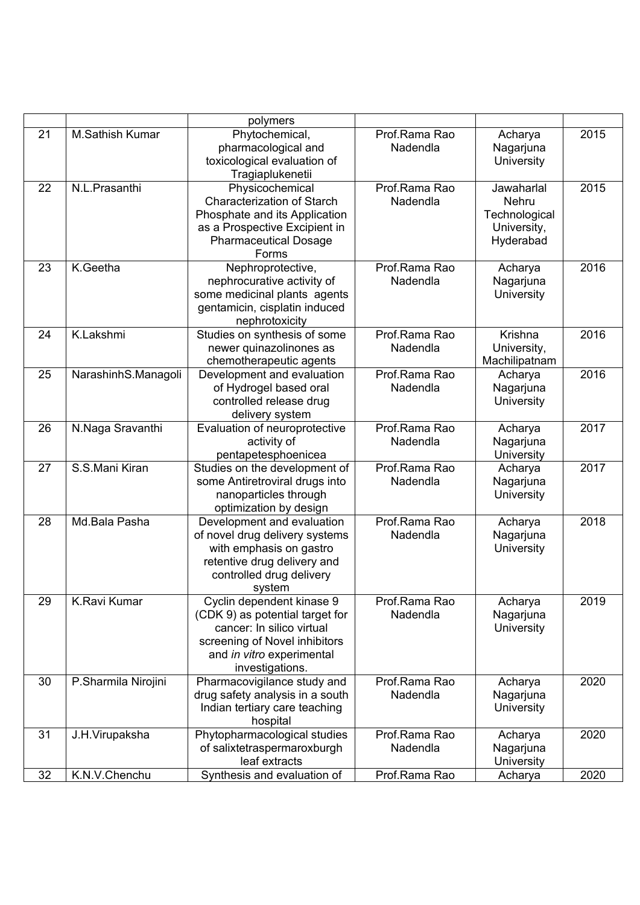|  |  | polymers |  |  |  |
| --- | --- | --- | --- | --- | --- |
| 21 | M.Sathish Kumar | Phytochemical, pharmacological and toxicological evaluation of Tragiaplukenetii | Prof.Rama Rao Nadendla | Acharya Nagarjuna University | 2015 |
| 22 | N.L.Prasanthi | Physicochemical Characterization of Starch Phosphate and its Application as a Prospective Excipient in Pharmaceutical Dosage Forms | Prof.Rama Rao Nadendla | Jawaharlal Nehru Technological University, Hyderabad | 2015 |
| 23 | K.Geetha | Nephroprotective, nephrocurative activity of some medicinal plants agents gentamicin, cisplatin induced nephrotoxicity | Prof.Rama Rao Nadendla | Acharya Nagarjuna University | 2016 |
| 24 | K.Lakshmi | Studies on synthesis of some newer quinazolinones as chemotherapeutic agents | Prof.Rama Rao Nadendla | Krishna University, Machilipatnam | 2016 |
| 25 | NarashinhS.Managoli | Development and evaluation of Hydrogel based oral controlled release drug delivery system | Prof.Rama Rao Nadendla | Acharya Nagarjuna University | 2016 |
| 26 | N.Naga Sravanthi | Evaluation of neuroprotective activity of pentapetesphoenicea | Prof.Rama Rao Nadendla | Acharya Nagarjuna University | 2017 |
| 27 | S.S.Mani Kiran | Studies on the development of some Antiretroviral drugs into nanoparticles through optimization by design | Prof.Rama Rao Nadendla | Acharya Nagarjuna University | 2017 |
| 28 | Md.Bala Pasha | Development and evaluation of novel drug delivery systems with emphasis on gastro retentive drug delivery and controlled drug delivery system | Prof.Rama Rao Nadendla | Acharya Nagarjuna University | 2018 |
| 29 | K.Ravi Kumar | Cyclin dependent kinase 9 (CDK 9) as potential target for cancer: In silico virtual screening of Novel inhibitors and *in vitro* experimental investigations. | Prof.Rama Rao Nadendla | Acharya Nagarjuna University | 2019 |
| 30 | P.Sharmila Nirojini | Pharmacovigilance study and drug safety analysis in a south Indian tertiary care teaching hospital | Prof.Rama Rao Nadendla | Acharya Nagarjuna University | 2020 |
| 31 | J.H.Virupaksha | Phytopharmacological studies of salixtetraspermaroxburgh leaf extracts | Prof.Rama Rao Nadendla | Acharya Nagarjuna University | 2020 |
| 32 | K.N.V.Chenchu | Synthesis and evaluation of | Prof.Rama Rao | Acharya | 2020 |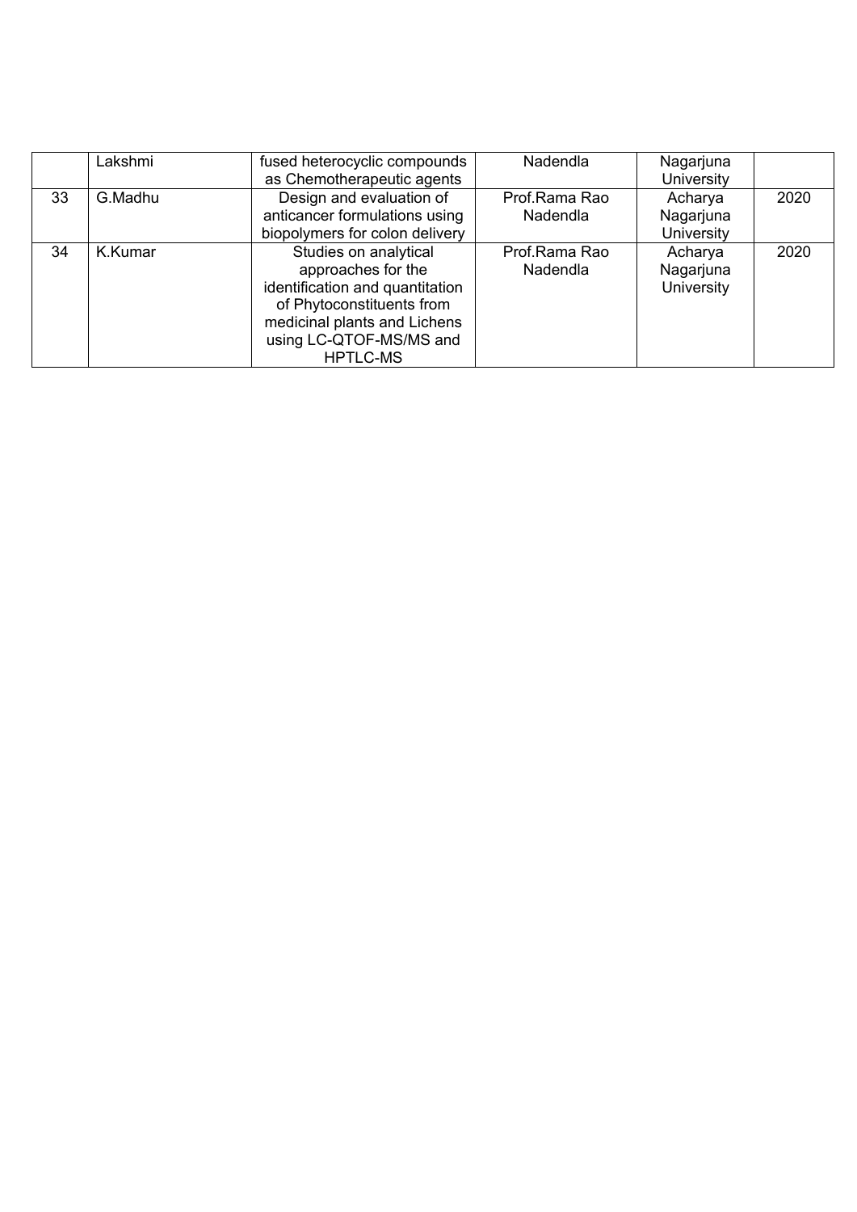| | | | | | |
|---|---|---|---|---|---|
| | Lakshmi | fused heterocyclic compounds as Chemotherapeutic agents | Nadendla | Nagarjuna University | |
| 33 | G.Madhu | Design and evaluation of anticancer formulations using biopolymers for colon delivery | Prof.Rama Rao Nadendla | Acharya Nagarjuna University | 2020 |
| 34 | K.Kumar | Studies on analytical approaches for the identification and quantitation of Phytoconstituents from medicinal plants and Lichens using LC-QTOF-MS/MS and HPTLC-MS | Prof.Rama Rao Nadendla | Acharya Nagarjuna University | 2020 |